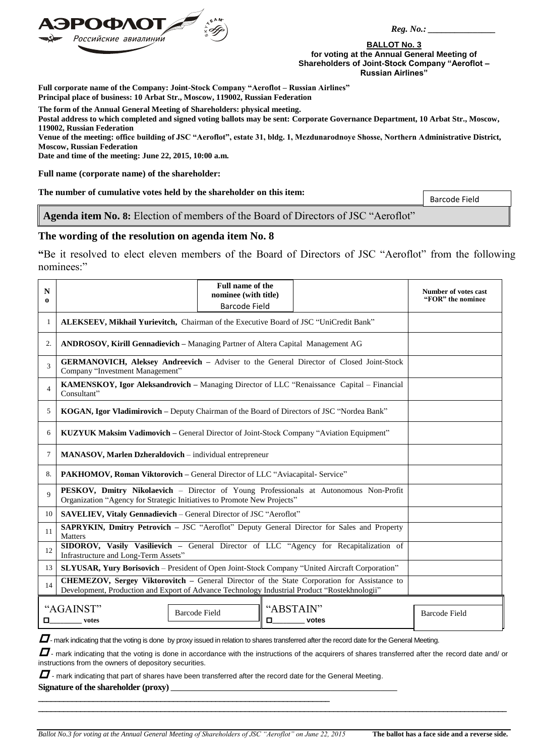АЭРОФЛОТ Российские авиалинии

*Reg. No.: _______________*

**BALLOT No. 3**
**for voting at the Annual General Meeting of Shareholders of Joint-Stock Company "Aeroflot – Russian Airlines"**

**Full corporate name of the Company: Joint-Stock Company "Aeroflot – Russian Airlines"**
**Principal place of business: 10 Arbat Str., Moscow, 119002, Russian Federation**

**The form of the Annual General Meeting of Shareholders: physical meeting.**
**Postal address to which completed and signed voting ballots may be sent: Corporate Governance Department, 10 Arbat Str., Moscow, 119002, Russian Federation**
**Venue of the meeting: office building of JSC "Aeroflot", estate 31, bldg. 1, Mezdunarodnoye Shosse, Northern Administrative District, Moscow, Russian Federation**
**Date and time of the meeting: June 22, 2015, 10:00 a.m.**

**Full name (corporate name) of the shareholder:**

**The number of cumulative votes held by the shareholder on this item:**

Barcode Field

**Agenda item No. 8:** Election of members of the Board of Directors of JSC "Aeroflot"

## The wording of the resolution on agenda item No. 8

**"**Be it resolved to elect eleven members of the Board of Directors of JSC "Aeroflot" from the following nominees:"

| No | Full name of the nominee (with title) Barcode Field | Number of votes cast "FOR" the nominee |
|---|---|---|
| 1 | **ALEKSEEV, Mikhail Yurievitch,** Chairman of the Executive Board of JSC "UniCredit Bank" | |
| 2. | **ANDROSOV, Kirill Gennadievich –** Managing Partner of Altera Capital Management AG | |
| 3 | **GERMANOVICH, Aleksey Andreevich –** Adviser to the General Director of Closed Joint-Stock Company "Investment Management" | |
| 4 | **KAMENSKOY, Igor Aleksandrovich –** Managing Director of LLC "Renaissance Capital – Financial Consultant" | |
| 5 | **KOGAN, Igor Vladimirovich –** Deputy Chairman of the Board of Directors of JSC "Nordea Bank" | |
| 6 | **KUZYUK Maksim Vadimovich –** General Director of Joint-Stock Company "Aviation Equipment" | |
| 7 | **MANASOV, Marlen Dzheraldovich** – individual entrepreneur | |
| 8. | **PAKHOMOV, Roman Viktorovich –** General Director of LLC "Aviacapital- Service" | |
| 9 | **PESKOV, Dmitry Nikolaevich** – Director of Young Professionals at Autonomous Non-Profit Organization "Agency for Strategic Initiatives to Promote New Projects" | |
| 10 | **SAVELIEV, Vitaly Gennadievich** – General Director of JSC "Aeroflot" | |
| 11 | **SAPRYKIN, Dmitry Petrovich –** JSC "Aeroflot" Deputy General Director for Sales and Property Matters | |
| 12 | **SIDOROV, Vasily Vasilievich –** General Director of LLC "Agency for Recapitalization of Infrastructure and Long-Term Assets" | |
| 13 | **SLYUSAR, Yury Borisovich** – President of Open Joint-Stock Company "United Aircraft Corporation" | |
| 14 | **CHEMEZOV, Sergey Viktorovitch –** General Director of the State Corporation for Assistance to Development, Production and Export of Advance Technology Industrial Product "Rostekhnologii" | |

| "AGAINST" ☐________ votes | Barcode Field | "ABSTAIN" ☐________ votes | Barcode Field |
|---|---|---|---|

☐ - mark indicating that the voting is done by proxy issued in relation to shares transferred after the record date for the General Meeting.

☐ - mark indicating that the voting is done in accordance with the instructions of the acquirers of shares transferred after the record date and/ or instructions from the owners of depository securities.

☐ - mark indicating that part of shares have been transferred after the record date for the General Meeting.

**Signature of the shareholder (proxy)** ____________________________________________

_____________________________________________________________________

*Ballot No.3 for voting at the Annual General Meeting of Shareholders of JSC "Aeroflot" on June 22, 2015* **The ballot has a face side and a reverse side.**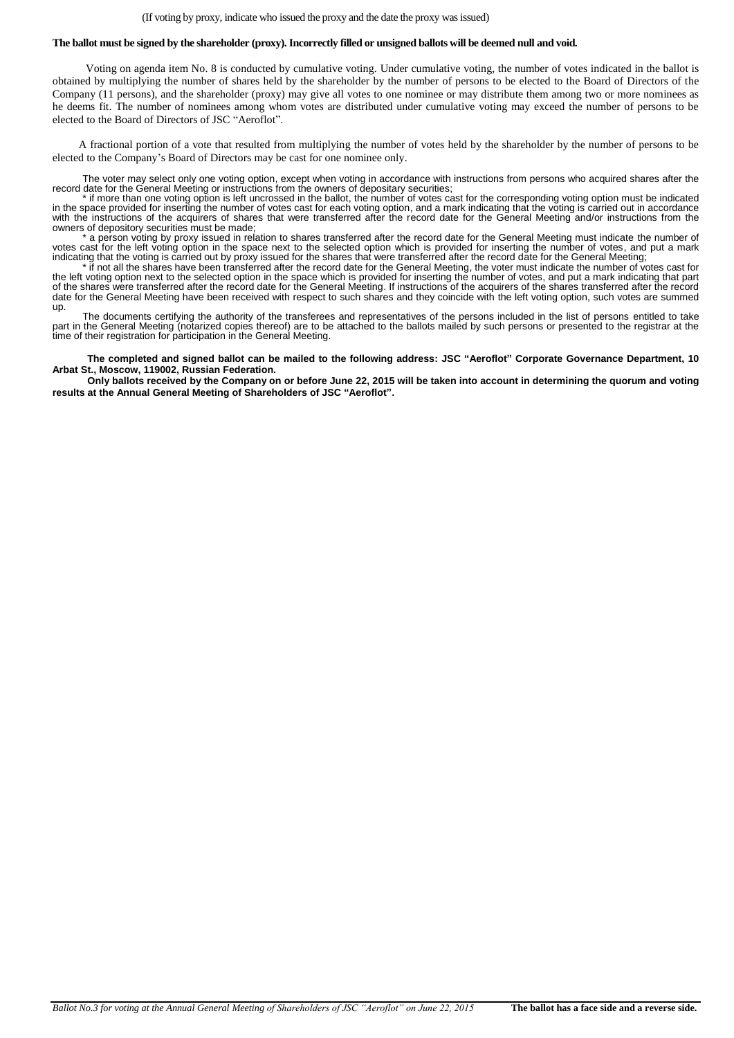(If voting by proxy, indicate who issued the proxy and the date the proxy was issued)

**The ballot must be signed by the shareholder (proxy). Incorrectly filled or unsigned ballots will be deemed null and void.**

Voting on agenda item No. 8 is conducted by cumulative voting. Under cumulative voting, the number of votes indicated in the ballot is obtained by multiplying the number of shares held by the shareholder by the number of persons to be elected to the Board of Directors of the Company (11 persons), and the shareholder (proxy) may give all votes to one nominee or may distribute them among two or more nominees as he deems fit. The number of nominees among whom votes are distributed under cumulative voting may exceed the number of persons to be elected to the Board of Directors of JSC "Aeroflot".

A fractional portion of a vote that resulted from multiplying the number of votes held by the shareholder by the number of persons to be elected to the Company's Board of Directors may be cast for one nominee only.

The voter may select only one voting option, except when voting in accordance with instructions from persons who acquired shares after the record date for the General Meeting or instructions from the owners of depositary securities;

\* if more than one voting option is left uncrossed in the ballot, the number of votes cast for the corresponding voting option must be indicated in the space provided for inserting the number of votes cast for each voting option, and a mark indicating that the voting is carried out in accordance with the instructions of the acquirers of shares that were transferred after the record date for the General Meeting and/or instructions from the owners of depository securities must be made;

\* a person voting by proxy issued in relation to shares transferred after the record date for the General Meeting must indicate the number of votes cast for the left voting option in the space next to the selected option which is provided for inserting the number of votes, and put a mark indicating that the voting is carried out by proxy issued for the shares that were transferred after the record date for the General Meeting;

\* if not all the shares have been transferred after the record date for the General Meeting, the voter must indicate the number of votes cast for the left voting option next to the selected option in the space which is provided for inserting the number of votes, and put a mark indicating that part of the shares were transferred after the record date for the General Meeting. If instructions of the acquirers of the shares transferred after the record date for the General Meeting have been received with respect to such shares and they coincide with the left voting option, such votes are summed up.

The documents certifying the authority of the transferees and representatives of the persons included in the list of persons entitled to take part in the General Meeting (notarized copies thereof) are to be attached to the ballots mailed by such persons or presented to the registrar at the time of their registration for participation in the General Meeting.

**The completed and signed ballot can be mailed to the following address: JSC "Aeroflot" Corporate Governance Department, 10 Arbat St., Moscow, 119002, Russian Federation.**

**Only ballots received by the Company on or before June 22, 2015 will be taken into account in determining the quorum and voting results at the Annual General Meeting of Shareholders of JSC "Aeroflot".**

*Ballot No.3 for voting at the Annual General Meeting of Shareholders of JSC "Aeroflot" on June 22, 2015* **The ballot has a face side and a reverse side.**